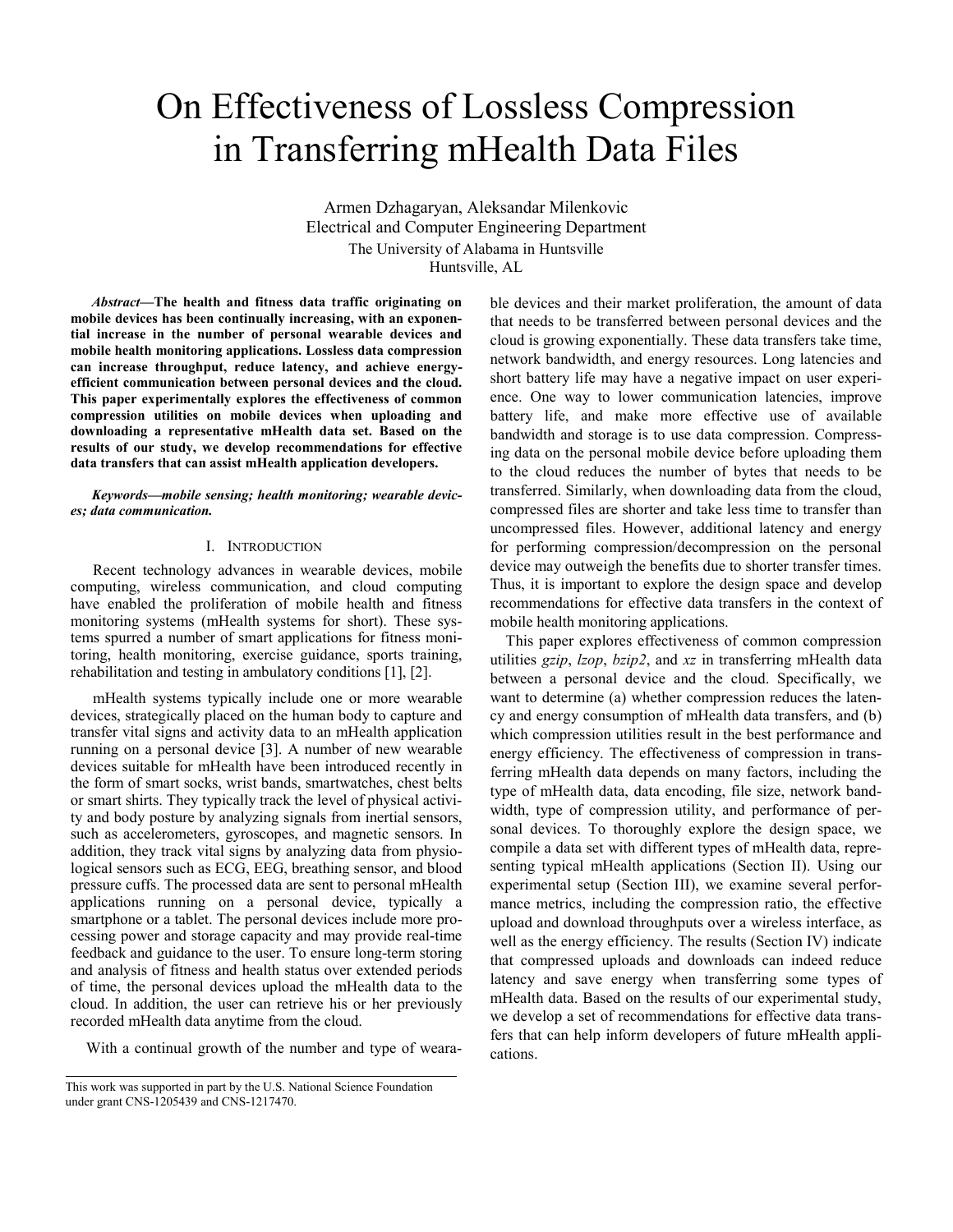# On Effectiveness of Lossless Compression in Transferring mHealth Data Files

Armen Dzhagaryan, Aleksandar Milenkovic
Electrical and Computer Engineering Department
The University of Alabama in Huntsville
Huntsville, AL

***Abstract*—The health and fitness data traffic originating on mobile devices has been continually increasing, with an exponential increase in the number of personal wearable devices and mobile health monitoring applications. Lossless data compression can increase throughput, reduce latency, and achieve energy-efficient communication between personal devices and the cloud. This paper experimentally explores the effectiveness of common compression utilities on mobile devices when uploading and downloading a representative mHealth data set. Based on the results of our study, we develop recommendations for effective data transfers that can assist mHealth application developers.**

***Keywords*—mobile sensing; health monitoring; wearable devices; data communication.**

## I. Introduction

Recent technology advances in wearable devices, mobile computing, wireless communication, and cloud computing have enabled the proliferation of mobile health and fitness monitoring systems (mHealth systems for short). These systems spurred a number of smart applications for fitness monitoring, health monitoring, exercise guidance, sports training, rehabilitation and testing in ambulatory conditions [1], [2].

mHealth systems typically include one or more wearable devices, strategically placed on the human body to capture and transfer vital signs and activity data to an mHealth application running on a personal device [3]. A number of new wearable devices suitable for mHealth have been introduced recently in the form of smart socks, wrist bands, smartwatches, chest belts or smart shirts. They typically track the level of physical activity and body posture by analyzing signals from inertial sensors, such as accelerometers, gyroscopes, and magnetic sensors. In addition, they track vital signs by analyzing data from physiological sensors such as ECG, EEG, breathing sensor, and blood pressure cuffs. The processed data are sent to personal mHealth applications running on a personal device, typically a smartphone or a tablet. The personal devices include more processing power and storage capacity and may provide real-time feedback and guidance to the user. To ensure long-term storing and analysis of fitness and health status over extended periods of time, the personal devices upload the mHealth data to the cloud. In addition, the user can retrieve his or her previously recorded mHealth data anytime from the cloud.

With a continual growth of the number and type of wearable devices and their market proliferation, the amount of data that needs to be transferred between personal devices and the cloud is growing exponentially. These data transfers take time, network bandwidth, and energy resources. Long latencies and short battery life may have a negative impact on user experience. One way to lower communication latencies, improve battery life, and make more effective use of available bandwidth and storage is to use data compression. Compressing data on the personal mobile device before uploading them to the cloud reduces the number of bytes that needs to be transferred. Similarly, when downloading data from the cloud, compressed files are shorter and take less time to transfer than uncompressed files. However, additional latency and energy for performing compression/decompression on the personal device may outweigh the benefits due to shorter transfer times. Thus, it is important to explore the design space and develop recommendations for effective data transfers in the context of mobile health monitoring applications.

This paper explores effectiveness of common compression utilities *gzip*, *lzop*, *bzip2*, and *xz* in transferring mHealth data between a personal device and the cloud. Specifically, we want to determine (a) whether compression reduces the latency and energy consumption of mHealth data transfers, and (b) which compression utilities result in the best performance and energy efficiency. The effectiveness of compression in transferring mHealth data depends on many factors, including the type of mHealth data, data encoding, file size, network bandwidth, type of compression utility, and performance of personal devices. To thoroughly explore the design space, we compile a data set with different types of mHealth data, representing typical mHealth applications (Section II). Using our experimental setup (Section III), we examine several performance metrics, including the compression ratio, the effective upload and download throughputs over a wireless interface, as well as the energy efficiency. The results (Section IV) indicate that compressed uploads and downloads can indeed reduce latency and save energy when transferring some types of mHealth data. Based on the results of our experimental study, we develop a set of recommendations for effective data transfers that can help inform developers of future mHealth applications.

This work was supported in part by the U.S. National Science Foundation under grant CNS-1205439 and CNS-1217470.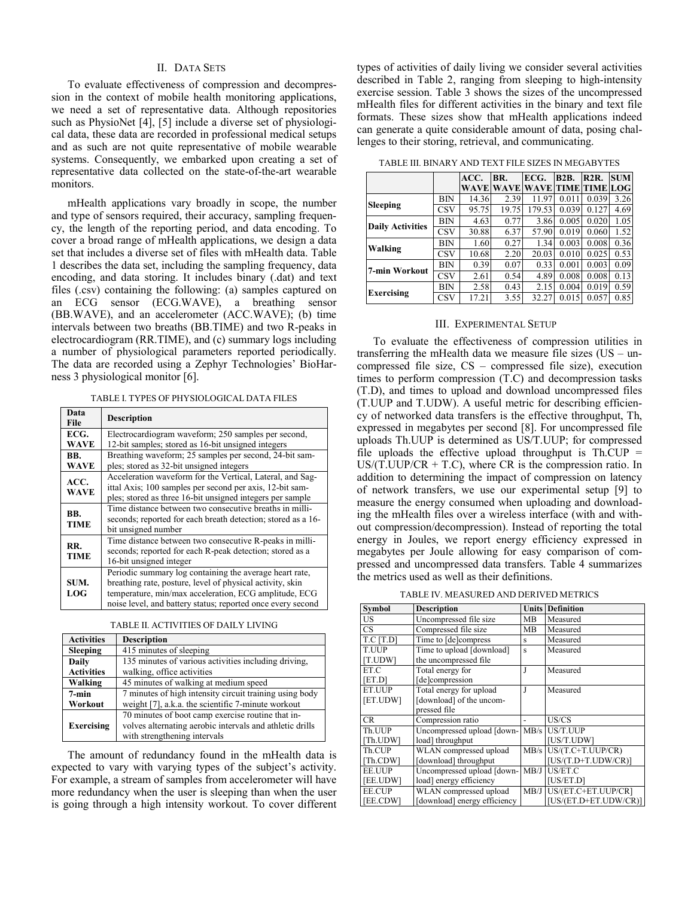## II. Data Sets

To evaluate effectiveness of compression and decompression in the context of mobile health monitoring applications, we need a set of representative data. Although repositories such as PhysioNet [4], [5] include a diverse set of physiological data, these data are recorded in professional medical setups and as such are not quite representative of mobile wearable systems. Consequently, we embarked upon creating a set of representative data collected on the state-of-the-art wearable monitors.

mHealth applications vary broadly in scope, the number and type of sensors required, their accuracy, sampling frequency, the length of the reporting period, and data encoding. To cover a broad range of mHealth applications, we design a data set that includes a diverse set of files with mHealth data. Table 1 describes the data set, including the sampling frequency, data encoding, and data storing. It includes binary (.dat) and text files (.csv) containing the following: (a) samples captured on an ECG sensor (ECG.WAVE), a breathing sensor (BB.WAVE), and an accelerometer (ACC.WAVE); (b) time intervals between two breaths (BB.TIME) and two R-peaks in electrocardiogram (RR.TIME), and (c) summary logs including a number of physiological parameters reported periodically. The data are recorded using a Zephyr Technologies' BioHarness 3 physiological monitor [6].

TABLE I. TYPES OF PHYSIOLOGICAL DATA FILES

| Data File | Description |
|---|---|
| **ECG. WAVE** | Electrocardiogram waveform; 250 samples per second, 12-bit samples; stored as 16-bit unsigned integers |
| **BB. WAVE** | Breathing waveform; 25 samples per second, 24-bit samples; stored as 32-bit unsigned integers |
| **ACC. WAVE** | Acceleration waveform for the Vertical, Lateral, and Sagittal Axis; 100 samples per second per axis, 12-bit samples; stored as three 16-bit unsigned integers per sample |
| **BB. TIME** | Time distance between two consecutive breaths in milliseconds; reported for each breath detection; stored as a 16-bit unsigned number |
| **RR. TIME** | Time distance between two consecutive R-peaks in milliseconds; reported for each R-peak detection; stored as a 16-bit unsigned integer |
| **SUM. LOG** | Periodic summary log containing the average heart rate, breathing rate, posture, level of physical activity, skin temperature, min/max acceleration, ECG amplitude, ECG noise level, and battery status; reported once every second |

TABLE II. ACTIVITIES OF DAILY LIVING

| Activities | Description |
|---|---|
| **Sleeping** | 415 minutes of sleeping |
| **Daily Activities** | 135 minutes of various activities including driving, walking, office activities |
| **Walking** | 45 minutes of walking at medium speed |
| **7-min Workout** | 7 minutes of high intensity circuit training using body weight [7], a.k.a. the scientific 7-minute workout |
| **Exercising** | 70 minutes of boot camp exercise routine that involves alternating aerobic intervals and athletic drills with strengthening intervals |

The amount of redundancy found in the mHealth data is expected to vary with varying types of the subject's activity. For example, a stream of samples from accelerometer will have more redundancy when the user is sleeping than when the user is going through a high intensity workout. To cover different types of activities of daily living we consider several activities described in Table 2, ranging from sleeping to high-intensity exercise session. Table 3 shows the sizes of the uncompressed mHealth files for different activities in the binary and text file formats. These sizes show that mHealth applications indeed can generate a quite considerable amount of data, posing challenges to their storing, retrieval, and communicating.

TABLE III. BINARY AND TEXT FILE SIZES IN MEGABYTES

| | | ACC. WAVE | BR. WAVE | ECG. WAVE | B2B. TIME | R2R. TIME | SUM LOG |
|---|---|---|---|---|---|---|---|
| **Sleeping** | BIN | 14.36 | 2.39 | 11.97 | 0.011 | 0.039 | 3.26 |
| | CSV | 95.75 | 19.75 | 179.53 | 0.039 | 0.127 | 4.69 |
| **Daily Activities** | BIN | 4.63 | 0.77 | 3.86 | 0.005 | 0.020 | 1.05 |
| | CSV | 30.88 | 6.37 | 57.90 | 0.019 | 0.060 | 1.52 |
| **Walking** | BIN | 1.60 | 0.27 | 1.34 | 0.003 | 0.008 | 0.36 |
| | CSV | 10.68 | 2.20 | 20.03 | 0.010 | 0.025 | 0.53 |
| **7-min Workout** | BIN | 0.39 | 0.07 | 0.33 | 0.001 | 0.003 | 0.09 |
| | CSV | 2.61 | 0.54 | 4.89 | 0.008 | 0.008 | 0.13 |
| **Exercising** | BIN | 2.58 | 0.43 | 2.15 | 0.004 | 0.019 | 0.59 |
| | CSV | 17.21 | 3.55 | 32.27 | 0.015 | 0.057 | 0.85 |

## III. Experimental Setup

To evaluate the effectiveness of compression utilities in transferring the mHealth data we measure file sizes (US – uncompressed file size, CS – compressed file size), execution times to perform compression (T.C) and decompression tasks (T.D), and times to upload and download uncompressed files (T.UUP and T.UDW). A useful metric for describing efficiency of networked data transfers is the effective throughput, Th, expressed in megabytes per second [8]. For uncompressed file uploads Th.UUP is determined as US/T.UUP; for compressed file uploads the effective upload throughput is Th.CUP = US/(T.UUP/CR + T.C), where CR is the compression ratio. In addition to determining the impact of compression on latency of network transfers, we use our experimental setup [9] to measure the energy consumed when uploading and downloading the mHealth files over a wireless interface (with and without compression/decompression). Instead of reporting the total energy in Joules, we report energy efficiency expressed in megabytes per Joule allowing for easy comparison of compressed and uncompressed data transfers. Table 4 summarizes the metrics used as well as their definitions.

TABLE IV. MEASURED AND DERIVED METRICS

| Symbol | Description | Units | Definition |
|---|---|---|---|
| US | Uncompressed file size | MB | Measured |
| CS | Compressed file size | MB | Measured |
| T.C [T.D] | Time to [de]compress | s | Measured |
| T.UUP [T.UDW] | Time to upload [download] the uncompressed file | s | Measured |
| ET.C [ET.D] | Total energy for [de]compression | J | Measured |
| ET.UUP [ET.UDW] | Total energy for upload [download] of the uncompressed file | J | Measured |
| CR | Compression ratio | - | US/CS |
| Th.UUP [Th.UDW] | Uncompressed upload [download] throughput | MB/s | US/T.UUP [US/T.UDW] |
| Th.CUP [Th.CDW] | WLAN compressed upload [download] throughput | MB/s | US/(T.C+T.UUP/CR) [US/(T.D+T.UDW/CR)] |
| EE.UUP [EE.UDW] | Uncompressed upload [download] energy efficiency | MB/J | US/ET.C [US/ET.D] |
| EE.CUP [EE.CDW] | WLAN compressed upload [download] energy efficiency | MB/J | US/(ET.C+ET.UUP/CR) [US/(ET.D+ET.UDW/CR)] |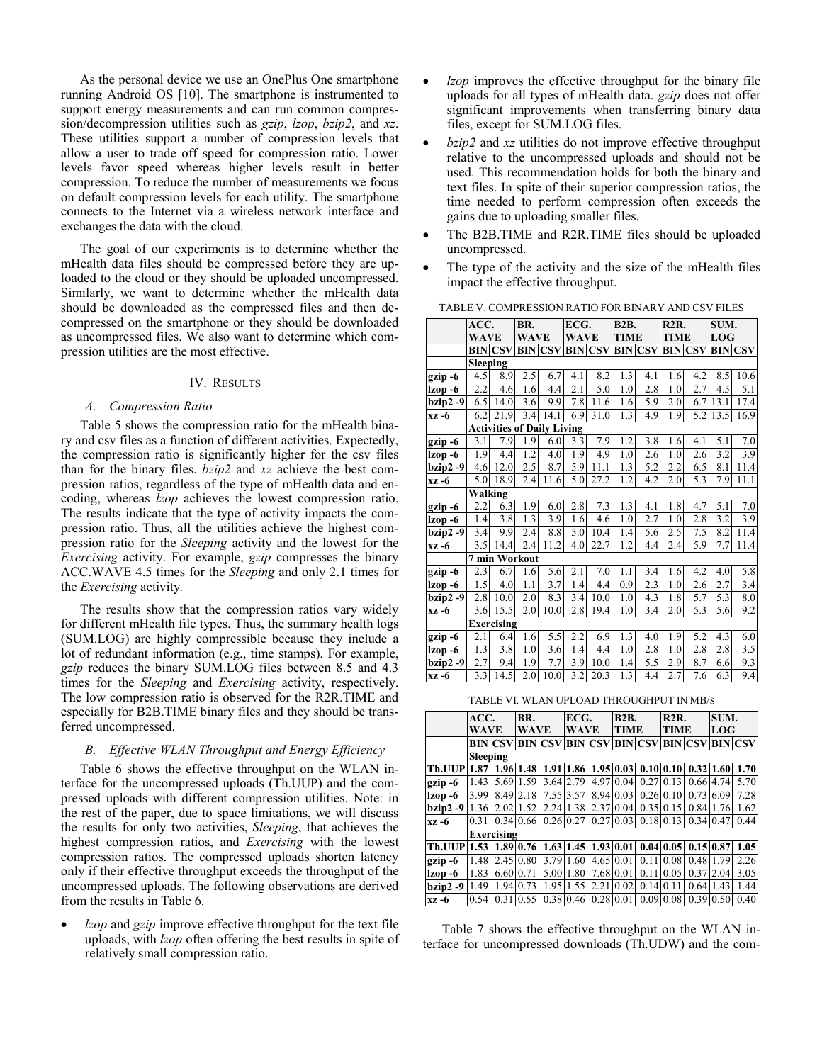As the personal device we use an OnePlus One smartphone running Android OS [10]. The smartphone is instrumented to support energy measurements and can run common compression/decompression utilities such as *gzip*, *lzop*, *bzip2*, and *xz*. These utilities support a number of compression levels that allow a user to trade off speed for compression ratio. Lower levels favor speed whereas higher levels result in better compression. To reduce the number of measurements we focus on default compression levels for each utility. The smartphone connects to the Internet via a wireless network interface and exchanges the data with the cloud.

The goal of our experiments is to determine whether the mHealth data files should be compressed before they are uploaded to the cloud or they should be uploaded uncompressed. Similarly, we want to determine whether the mHealth data should be downloaded as the compressed files and then decompressed on the smartphone or they should be downloaded as uncompressed files. We also want to determine which compression utilities are the most effective.

## IV. Results

### *A. Compression Ratio*

Table 5 shows the compression ratio for the mHealth binary and csv files as a function of different activities. Expectedly, the compression ratio is significantly higher for the csv files than for the binary files. *bzip2* and *xz* achieve the best compression ratios, regardless of the type of mHealth data and encoding, whereas *lzop* achieves the lowest compression ratio. The results indicate that the type of activity impacts the compression ratio. Thus, all the utilities achieve the highest compression ratio for the *Sleeping* activity and the lowest for the *Exercising* activity. For example, *gzip* compresses the binary ACC.WAVE 4.5 times for the *Sleeping* and only 2.1 times for the *Exercising* activity.

The results show that the compression ratios vary widely for different mHealth file types. Thus, the summary health logs (SUM.LOG) are highly compressible because they include a lot of redundant information (e.g., time stamps). For example, *gzip* reduces the binary SUM.LOG files between 8.5 and 4.3 times for the *Sleeping* and *Exercising* activity, respectively. The low compression ratio is observed for the R2R.TIME and especially for B2B.TIME binary files and they should be transferred uncompressed.

### *B. Effective WLAN Throughput and Energy Efficiency*

Table 6 shows the effective throughput on the WLAN interface for the uncompressed uploads (Th.UUP) and the compressed uploads with different compression utilities. Note: in the rest of the paper, due to space limitations, we will discuss the results for only two activities, *Sleeping*, that achieves the highest compression ratios, and *Exercising* with the lowest compression ratios. The compressed uploads shorten latency only if their effective throughput exceeds the throughput of the uncompressed uploads. The following observations are derived from the results in Table 6.

- *lzop* and *gzip* improve effective throughput for the text file uploads, with *lzop* often offering the best results in spite of relatively small compression ratio.
- *lzop* improves the effective throughput for the binary file uploads for all types of mHealth data. *gzip* does not offer significant improvements when transferring binary data files, except for SUM.LOG files.
- *bzip2* and *xz* utilities do not improve effective throughput relative to the uncompressed uploads and should not be used. This recommendation holds for both the binary and text files. In spite of their superior compression ratios, the time needed to perform compression often exceeds the gains due to uploading smaller files.
- The B2B.TIME and R2R.TIME files should be uploaded uncompressed.
- The type of the activity and the size of the mHealth files impact the effective throughput.

TABLE V. COMPRESSION RATIO FOR BINARY AND CSV FILES

| | ACC. WAVE | | BR. WAVE | | ECG. WAVE | | B2B. TIME | | R2R. TIME | | SUM. LOG | |
|---|---|---|---|---|---|---|---|---|---|---|---|---|
| | **BIN** | **CSV** | **BIN** | **CSV** | **BIN** | **CSV** | **BIN** | **CSV** | **BIN** | **CSV** | **BIN** | **CSV** |
| | **Sleeping** | | | | | | | | | | | |
| **gzip -6** | 4.5 | 8.9 | 2.5 | 6.7 | 4.1 | 8.2 | 1.3 | 4.1 | 1.6 | 4.2 | 8.5 | 10.6 |
| **lzop -6** | 2.2 | 4.6 | 1.6 | 4.4 | 2.1 | 5.0 | 1.0 | 2.8 | 1.0 | 2.7 | 4.5 | 5.1 |
| **bzip2 -9** | 6.5 | 14.0 | 3.6 | 9.9 | 7.8 | 11.6 | 1.6 | 5.9 | 2.0 | 6.7 | 13.1 | 17.4 |
| **xz -6** | 6.2 | 21.9 | 3.4 | 14.1 | 6.9 | 31.0 | 1.3 | 4.9 | 1.9 | 5.2 | 13.5 | 16.9 |
| | **Activities of Daily Living** | | | | | | | | | | | |
| **gzip -6** | 3.1 | 7.9 | 1.9 | 6.0 | 3.3 | 7.9 | 1.2 | 3.8 | 1.6 | 4.1 | 5.1 | 7.0 |
| **lzop -6** | 1.9 | 4.4 | 1.2 | 4.0 | 1.9 | 4.9 | 1.0 | 2.6 | 1.0 | 2.6 | 3.2 | 3.9 |
| **bzip2 -9** | 4.6 | 12.0 | 2.5 | 8.7 | 5.9 | 11.1 | 1.3 | 5.2 | 2.2 | 6.5 | 8.1 | 11.4 |
| **xz -6** | 5.0 | 18.9 | 2.4 | 11.6 | 5.0 | 27.2 | 1.2 | 4.2 | 2.0 | 5.3 | 7.9 | 11.1 |
| | **Walking** | | | | | | | | | | | |
| **gzip -6** | 2.2 | 6.3 | 1.9 | 6.0 | 2.8 | 7.3 | 1.3 | 4.1 | 1.8 | 4.7 | 5.1 | 7.0 |
| **lzop -6** | 1.4 | 3.8 | 1.3 | 3.9 | 1.6 | 4.6 | 1.0 | 2.7 | 1.0 | 2.8 | 3.2 | 3.9 |
| **bzip2 -9** | 3.4 | 9.9 | 2.4 | 8.8 | 5.0 | 10.4 | 1.4 | 5.6 | 2.5 | 7.5 | 8.2 | 11.4 |
| **xz -6** | 3.5 | 14.4 | 2.4 | 11.2 | 4.0 | 22.7 | 1.2 | 4.4 | 2.4 | 5.9 | 7.7 | 11.4 |
| | **7 min Workout** | | | | | | | | | | | |
| **gzip -6** | 2.3 | 6.7 | 1.6 | 5.6 | 2.1 | 7.0 | 1.1 | 3.4 | 1.6 | 4.2 | 4.0 | 5.8 |
| **lzop -6** | 1.5 | 4.0 | 1.1 | 3.7 | 1.4 | 4.4 | 0.9 | 2.3 | 1.0 | 2.6 | 2.7 | 3.4 |
| **bzip2 -9** | 2.8 | 10.0 | 2.0 | 8.3 | 3.4 | 10.0 | 1.0 | 4.3 | 1.8 | 5.7 | 5.3 | 8.0 |
| **xz -6** | 3.6 | 15.5 | 2.0 | 10.0 | 2.8 | 19.4 | 1.0 | 3.4 | 2.0 | 5.3 | 5.6 | 9.2 |
| | **Exercising** | | | | | | | | | | | |
| **gzip -6** | 2.1 | 6.4 | 1.6 | 5.5 | 2.2 | 6.9 | 1.3 | 4.0 | 1.9 | 5.2 | 4.3 | 6.0 |
| **lzop -6** | 1.3 | 3.8 | 1.0 | 3.6 | 1.4 | 4.4 | 1.0 | 2.8 | 1.0 | 2.8 | 2.8 | 3.5 |
| **bzip2 -9** | 2.7 | 9.4 | 1.9 | 7.7 | 3.9 | 10.0 | 1.4 | 5.5 | 2.9 | 8.7 | 6.6 | 9.3 |
| **xz -6** | 3.3 | 14.5 | 2.0 | 10.0 | 3.2 | 20.3 | 1.3 | 4.4 | 2.7 | 7.6 | 6.3 | 9.4 |

TABLE VI. WLAN UPLOAD THROUGHPUT IN MB/S

| | ACC. WAVE | | BR. WAVE | | ECG. WAVE | | B2B. TIME | | R2R. TIME | | SUM. LOG | |
|---|---|---|---|---|---|---|---|---|---|---|---|---|
| | **BIN** | **CSV** | **BIN** | **CSV** | **BIN** | **CSV** | **BIN** | **CSV** | **BIN** | **CSV** | **BIN** | **CSV** |
| | **Sleeping** | | | | | | | | | | | |
| **Th.UUP** | **1.87** | **1.96** | **1.48** | **1.91** | **1.86** | **1.95** | **0.03** | **0.10** | **0.10** | **0.32** | **1.60** | **1.70** |
| **gzip -6** | 1.43 | 5.69 | 1.59 | 3.64 | 2.79 | 4.97 | 0.04 | 0.27 | 0.13 | 0.66 | 4.74 | 5.70 |
| **lzop -6** | 3.99 | 8.49 | 2.18 | 7.55 | 3.57 | 8.94 | 0.03 | 0.26 | 0.10 | 0.73 | 6.09 | 7.28 |
| **bzip2 -9** | 1.36 | 2.02 | 1.52 | 2.24 | 1.38 | 2.37 | 0.04 | 0.35 | 0.15 | 0.84 | 1.76 | 1.62 |
| **xz -6** | 0.31 | 0.34 | 0.66 | 0.26 | 0.27 | 0.27 | 0.03 | 0.18 | 0.13 | 0.34 | 0.47 | 0.44 |
| | **Exercising** | | | | | | | | | | | |
| **Th.UUP** | **1.53** | **1.89** | **0.76** | **1.63** | **1.45** | **1.93** | **0.01** | **0.04** | **0.05** | **0.15** | **0.87** | **1.05** |
| **gzip -6** | 1.48 | 2.45 | 0.80 | 3.79 | 1.60 | 4.65 | 0.01 | 0.11 | 0.08 | 0.48 | 1.79 | 2.26 |
| **lzop -6** | 1.83 | 6.60 | 0.71 | 5.00 | 1.80 | 7.68 | 0.01 | 0.11 | 0.05 | 0.37 | 2.04 | 3.05 |
| **bzip2 -9** | 1.49 | 1.94 | 0.73 | 1.95 | 1.55 | 2.21 | 0.02 | 0.14 | 0.11 | 0.64 | 1.43 | 1.44 |
| **xz -6** | 0.54 | 0.31 | 0.55 | 0.38 | 0.46 | 0.28 | 0.01 | 0.09 | 0.08 | 0.39 | 0.50 | 0.40 |

Table 7 shows the effective throughput on the WLAN interface for uncompressed downloads (Th.UDW) and the com-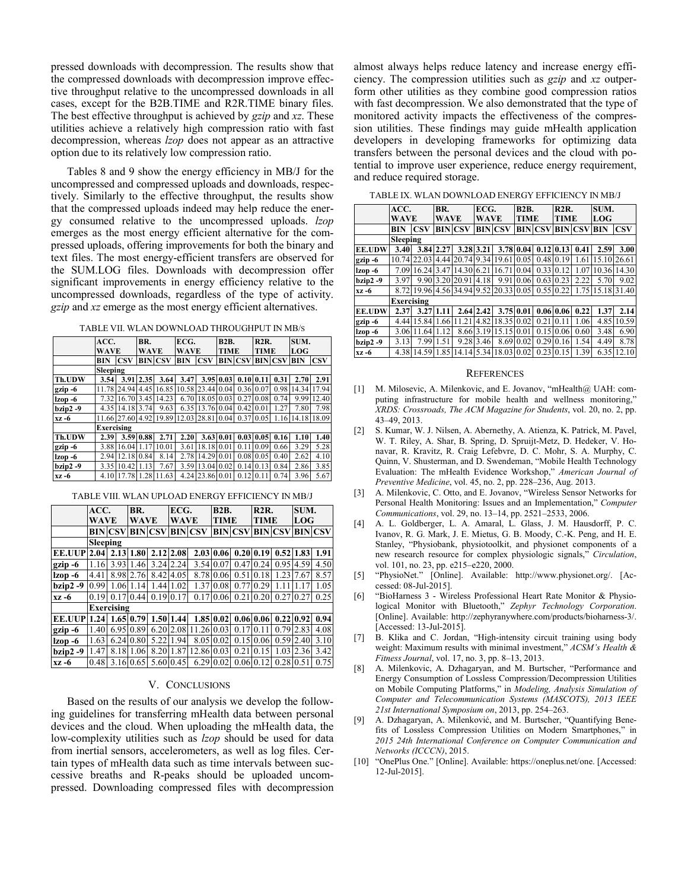pressed downloads with decompression. The results show that the compressed downloads with decompression improve effective throughput relative to the uncompressed downloads in all cases, except for the B2B.TIME and R2R.TIME binary files. The best effective throughput is achieved by *gzip* and *xz*. These utilities achieve a relatively high compression ratio with fast decompression, whereas *lzop* does not appear as an attractive option due to its relatively low compression ratio.

Tables 8 and 9 show the energy efficiency in MB/J for the uncompressed and compressed uploads and downloads, respectively. Similarly to the effective throughput, the results show that the compressed uploads indeed may help reduce the energy consumed relative to the uncompressed uploads. *lzop* emerges as the most energy efficient alternative for the compressed uploads, offering improvements for both the binary and text files. The most energy-efficient transfers are observed for the SUM.LOG files. Downloads with decompression offer significant improvements in energy efficiency relative to the uncompressed downloads, regardless of the type of activity. *gzip* and *xz* emerge as the most energy efficient alternatives.

TABLE VII. WLAN DOWNLOAD THROUGHPUT IN MB/S

| | ACC. WAVE | | BR. WAVE | | ECG. WAVE | | B2B. TIME | | R2R. TIME | | SUM. LOG | |
|---|---|---|---|---|---|---|---|---|---|---|---|---|
| | BIN | CSV | BIN | CSV | BIN | CSV | BIN | CSV | BIN | CSV | BIN | CSV |
| | **Sleeping** | | | | | | | | | | | |
| **Th.UDW** | **3.54** | **3.91** | **2.35** | **3.64** | **3.47** | **3.95** | **0.03** | **0.10** | **0.11** | **0.31** | **2.70** | **2.91** |
| **gzip -6** | 11.78 | 24.94 | 4.45 | 16.85 | 10.58 | 23.44 | 0.04 | 0.36 | 0.07 | 0.98 | 14.34 | 17.94 |
| **lzop -6** | 7.32 | 16.70 | 3.45 | 14.23 | 6.70 | 18.05 | 0.03 | 0.27 | 0.08 | 0.74 | 9.99 | 12.40 |
| **bzip2 -9** | 4.35 | 14.18 | 3.74 | 9.63 | 6.35 | 13.76 | 0.04 | 0.42 | 0.01 | 1.27 | 7.80 | 7.98 |
| **xz -6** | 11.66 | 27.60 | 4.92 | 19.89 | 12.03 | 28.81 | 0.04 | 0.37 | 0.05 | 1.16 | 14.18 | 18.09 |
| | **Exercising** | | | | | | | | | | | |
| **Th.UDW** | **2.39** | **3.59** | **0.88** | **2.71** | **2.20** | **3.63** | **0.01** | **0.03** | **0.05** | **0.16** | **1.10** | **1.40** |
| **gzip -6** | 3.88 | 16.04 | 1.17 | 10.01 | 3.61 | 18.18 | 0.01 | 0.11 | 0.09 | 0.66 | 3.29 | 5.28 |
| **lzop -6** | 2.94 | 12.18 | 0.84 | 8.14 | 2.78 | 14.29 | 0.01 | 0.08 | 0.05 | 0.40 | 2.62 | 4.10 |
| **bzip2 -9** | 3.35 | 10.42 | 1.13 | 7.67 | 3.59 | 13.04 | 0.02 | 0.14 | 0.13 | 0.84 | 2.86 | 3.85 |
| **xz -6** | 4.10 | 17.78 | 1.28 | 11.63 | 4.24 | 23.86 | 0.01 | 0.12 | 0.11 | 0.74 | 3.96 | 5.67 |

TABLE VIII. WLAN UPLOAD ENERGY EFFICIENCY IN MB/J

| | ACC. WAVE | | BR. WAVE | | ECG. WAVE | | B2B. TIME | | R2R. TIME | | SUM. LOG | |
|---|---|---|---|---|---|---|---|---|---|---|---|---|
| | BIN | CSV | BIN | CSV | BIN | CSV | BIN | CSV | BIN | CSV | BIN | CSV |
| | **Sleeping** | | | | | | | | | | | |
| **EE.UUP** | **2.04** | **2.13** | **1.80** | **2.12** | **2.08** | **2.03** | **0.06** | **0.20** | **0.19** | **0.52** | **1.83** | **1.91** |
| **gzip -6** | 1.16 | 3.93 | 1.46 | 3.24 | 2.24 | 3.54 | 0.07 | 0.47 | 0.24 | 0.95 | 4.59 | 4.50 |
| **lzop -6** | 4.41 | 8.98 | 2.76 | 8.42 | 4.05 | 8.78 | 0.06 | 0.51 | 0.18 | 1.23 | 7.67 | 8.57 |
| **bzip2 -9** | 0.99 | 1.06 | 1.14 | 1.44 | 1.02 | 1.37 | 0.08 | 0.77 | 0.29 | 1.11 | 1.17 | 1.05 |
| **xz -6** | 0.19 | 0.17 | 0.44 | 0.19 | 0.17 | 0.17 | 0.06 | 0.21 | 0.20 | 0.27 | 0.27 | 0.25 |
| | **Exercising** | | | | | | | | | | | |
| **EE.UUP** | **1.24** | **1.65** | **0.79** | **1.50** | **1.44** | **1.85** | **0.02** | **0.06** | **0.06** | **0.22** | **0.92** | **0.94** |
| **gzip -6** | 1.40 | 6.95 | 0.89 | 6.20 | 2.08 | 11.26 | 0.03 | 0.17 | 0.11 | 0.79 | 2.83 | 4.08 |
| **lzop -6** | 1.63 | 6.24 | 0.80 | 5.22 | 1.94 | 8.05 | 0.02 | 0.15 | 0.06 | 0.59 | 2.40 | 3.10 |
| **bzip2 -9** | 1.47 | 8.18 | 1.06 | 8.20 | 1.87 | 12.86 | 0.03 | 0.21 | 0.15 | 1.03 | 2.36 | 3.42 |
| **xz -6** | 0.48 | 3.16 | 0.65 | 5.60 | 0.45 | 6.29 | 0.02 | 0.06 | 0.12 | 0.28 | 0.51 | 0.75 |

## V. CONCLUSIONS

Based on the results of our analysis we develop the following guidelines for transferring mHealth data between personal devices and the cloud. When uploading the mHealth data, the low-complexity utilities such as *lzop* should be used for data from inertial sensors, accelerometers, as well as log files. Certain types of mHealth data such as time intervals between successive breaths and R-peaks should be uploaded uncompressed. Downloading compressed files with decompression almost always helps reduce latency and increase energy efficiency. The compression utilities such as *gzip* and *xz* outperform other utilities as they combine good compression ratios with fast decompression. We also demonstrated that the type of monitored activity impacts the effectiveness of the compression utilities. These findings may guide mHealth application developers in developing frameworks for optimizing data transfers between the personal devices and the cloud with potential to improve user experience, reduce energy requirement, and reduce required storage.

TABLE IX. WLAN DOWNLOAD ENERGY EFFICIENCY IN MB/J

| | ACC. WAVE | | BR. WAVE | | ECG. WAVE | | B2B. TIME | | R2R. TIME | | SUM. LOG | |
|---|---|---|---|---|---|---|---|---|---|---|---|---|
| | BIN | CSV | BIN | CSV | BIN | CSV | BIN | CSV | BIN | CSV | BIN | CSV |
| | **Sleeping** | | | | | | | | | | | |
| **EE.UDW** | **3.40** | **3.84** | **2.27** | **3.28** | **3.21** | **3.78** | **0.04** | **0.12** | **0.13** | **0.41** | **2.59** | **3.00** |
| **gzip -6** | 10.74 | 22.03 | 4.44 | 20.74 | 9.34 | 19.61 | 0.05 | 0.48 | 0.19 | 1.61 | 15.10 | 26.61 |
| **lzop -6** | 7.09 | 16.24 | 3.47 | 14.30 | 6.21 | 16.71 | 0.04 | 0.33 | 0.12 | 1.07 | 10.36 | 14.30 |
| **bzip2 -9** | 3.97 | 9.90 | 3.20 | 20.91 | 4.18 | 9.91 | 0.06 | 0.63 | 0.23 | 2.22 | 5.70 | 9.02 |
| **xz -6** | 8.72 | 19.96 | 4.56 | 34.94 | 9.52 | 20.33 | 0.05 | 0.55 | 0.22 | 1.75 | 15.18 | 31.40 |
| | **Exercising** | | | | | | | | | | | |
| **EE.UDW** | **2.37** | **3.27** | **1.11** | **2.64** | **2.42** | **3.75** | **0.01** | **0.06** | **0.06** | **0.22** | **1.37** | **2.14** |
| **gzip -6** | 4.44 | 15.84 | 1.66 | 11.21 | 4.82 | 18.35 | 0.02 | 0.21 | 0.11 | 1.06 | 4.85 | 10.59 |
| **lzop -6** | 3.06 | 11.64 | 1.12 | 8.66 | 3.19 | 15.15 | 0.01 | 0.15 | 0.06 | 0.60 | 3.48 | 6.90 |
| **bzip2 -9** | 3.13 | 7.99 | 1.51 | 9.28 | 3.46 | 8.69 | 0.02 | 0.29 | 0.16 | 1.54 | 4.49 | 8.78 |
| **xz -6** | 4.38 | 14.59 | 1.85 | 14.14 | 5.34 | 18.03 | 0.02 | 0.23 | 0.15 | 1.39 | 6.35 | 12.10 |

## REFERENCES

[1] M. Milosevic, A. Milenkovic, and E. Jovanov, "mHealth@ UAH: computing infrastructure for mobile health and wellness monitoring," *XRDS: Crossroads, The ACM Magazine for Students*, vol. 20, no. 2, pp. 43–49, 2013.

[2] S. Kumar, W. J. Nilsen, A. Abernethy, A. Atienza, K. Patrick, M. Pavel, W. T. Riley, A. Shar, B. Spring, D. Spruijt-Metz, D. Hedeker, V. Honavar, R. Kravitz, R. Craig Lefebvre, D. C. Mohr, S. A. Murphy, C. Quinn, V. Shusterman, and D. Swendeman, "Mobile Health Technology Evaluation: The mHealth Evidence Workshop," *American Journal of Preventive Medicine*, vol. 45, no. 2, pp. 228–236, Aug. 2013.

[3] A. Milenkovic, C. Otto, and E. Jovanov, "Wireless Sensor Networks for Personal Health Monitoring: Issues and an Implementation," *Computer Communications*, vol. 29, no. 13–14, pp. 2521–2533, 2006.

[4] A. L. Goldberger, L. A. Amaral, L. Glass, J. M. Hausdorff, P. C. Ivanov, R. G. Mark, J. E. Mietus, G. B. Moody, C.-K. Peng, and H. E. Stanley, "Physiobank, physiotoolkit, and physionet components of a new research resource for complex physiologic signals," *Circulation*, vol. 101, no. 23, pp. e215–e220, 2000.

[5] "PhysioNet." [Online]. Available: http://www.physionet.org/. [Accessed: 08-Jul-2015].

[6] "BioHarness 3 - Wireless Professional Heart Rate Monitor & Physiological Monitor with Bluetooth," *Zephyr Technology Corporation*. [Online]. Available: http://zephyranywhere.com/products/bioharness-3/. [Accessed: 13-Jul-2015].

[7] B. Klika and C. Jordan, "High-intensity circuit training using body weight: Maximum results with minimal investment," *ACSM's Health & Fitness Journal*, vol. 17, no. 3, pp. 8–13, 2013.

[8] A. Milenkovic, A. Dzhagaryan, and M. Burtscher, "Performance and Energy Consumption of Lossless Compression/Decompression Utilities on Mobile Computing Platforms," in *Modeling, Analysis Simulation of Computer and Telecommunication Systems (MASCOTS), 2013 IEEE 21st International Symposium on*, 2013, pp. 254–263.

[9] A. Dzhagaryan, A. Milenković, and M. Burtscher, "Quantifying Benefits of Lossless Compression Utilities on Modern Smartphones," in *2015 24th International Conference on Computer Communication and Networks (ICCCN)*, 2015.

[10] "OnePlus One." [Online]. Available: https://oneplus.net/one. [Accessed: 12-Jul-2015].